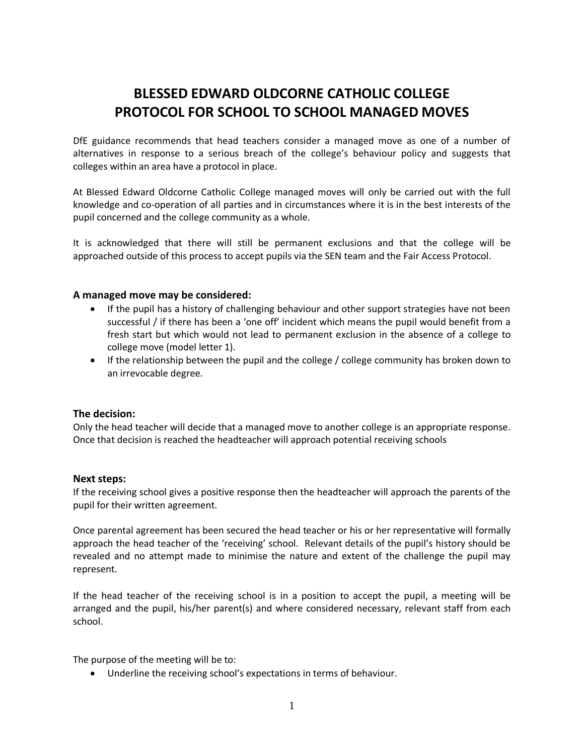# BLESSED EDWARD OLDCORNE CATHOLIC COLLEGE
# PROTOCOL FOR SCHOOL TO SCHOOL MANAGED MOVES

DfE guidance recommends that head teachers consider a managed move as one of a number of alternatives in response to a serious breach of the college's behaviour policy and suggests that colleges within an area have a protocol in place.

At Blessed Edward Oldcorne Catholic College managed moves will only be carried out with the full knowledge and co-operation of all parties and in circumstances where it is in the best interests of the pupil concerned and the college community as a whole.

It is acknowledged that there will still be permanent exclusions and that the college will be approached outside of this process to accept pupils via the SEN team and the Fair Access Protocol.

### A managed move may be considered:

- If the pupil has a history of challenging behaviour and other support strategies have not been successful / if there has been a 'one off' incident which means the pupil would benefit from a fresh start but which would not lead to permanent exclusion in the absence of a college to college move (model letter 1).
- If the relationship between the pupil and the college / college community has broken down to an irrevocable degree.

### The decision:

Only the head teacher will decide that a managed move to another college is an appropriate response. Once that decision is reached the headteacher will approach potential receiving schools

### Next steps:

If the receiving school gives a positive response then the headteacher will approach the parents of the pupil for their written agreement.

Once parental agreement has been secured the head teacher or his or her representative will formally approach the head teacher of the 'receiving' school. Relevant details of the pupil's history should be revealed and no attempt made to minimise the nature and extent of the challenge the pupil may represent.

If the head teacher of the receiving school is in a position to accept the pupil, a meeting will be arranged and the pupil, his/her parent(s) and where considered necessary, relevant staff from each school.

The purpose of the meeting will be to:

- Underline the receiving school's expectations in terms of behaviour.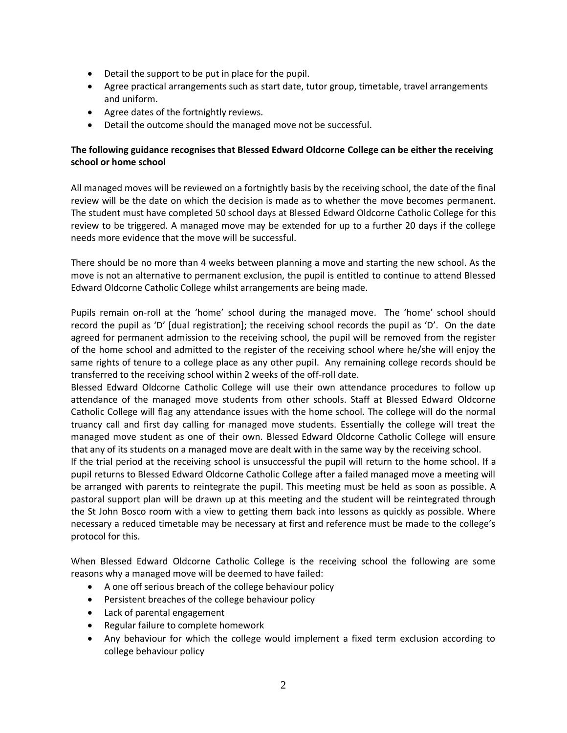- Detail the support to be put in place for the pupil.
- Agree practical arrangements such as start date, tutor group, timetable, travel arrangements and uniform.
- Agree dates of the fortnightly reviews.
- Detail the outcome should the managed move not be successful.

**The following guidance recognises that Blessed Edward Oldcorne College can be either the receiving school or home school**

All managed moves will be reviewed on a fortnightly basis by the receiving school, the date of the final review will be the date on which the decision is made as to whether the move becomes permanent. The student must have completed 50 school days at Blessed Edward Oldcorne Catholic College for this review to be triggered. A managed move may be extended for up to a further 20 days if the college needs more evidence that the move will be successful.

There should be no more than 4 weeks between planning a move and starting the new school. As the move is not an alternative to permanent exclusion, the pupil is entitled to continue to attend Blessed Edward Oldcorne Catholic College whilst arrangements are being made.

Pupils remain on-roll at the 'home' school during the managed move. The 'home' school should record the pupil as 'D' [dual registration]; the receiving school records the pupil as 'D'. On the date agreed for permanent admission to the receiving school, the pupil will be removed from the register of the home school and admitted to the register of the receiving school where he/she will enjoy the same rights of tenure to a college place as any other pupil. Any remaining college records should be transferred to the receiving school within 2 weeks of the off-roll date.

Blessed Edward Oldcorne Catholic College will use their own attendance procedures to follow up attendance of the managed move students from other schools. Staff at Blessed Edward Oldcorne Catholic College will flag any attendance issues with the home school. The college will do the normal truancy call and first day calling for managed move students. Essentially the college will treat the managed move student as one of their own. Blessed Edward Oldcorne Catholic College will ensure that any of its students on a managed move are dealt with in the same way by the receiving school.

If the trial period at the receiving school is unsuccessful the pupil will return to the home school. If a pupil returns to Blessed Edward Oldcorne Catholic College after a failed managed move a meeting will be arranged with parents to reintegrate the pupil. This meeting must be held as soon as possible. A pastoral support plan will be drawn up at this meeting and the student will be reintegrated through the St John Bosco room with a view to getting them back into lessons as quickly as possible. Where necessary a reduced timetable may be necessary at first and reference must be made to the college's protocol for this.

When Blessed Edward Oldcorne Catholic College is the receiving school the following are some reasons why a managed move will be deemed to have failed:

- A one off serious breach of the college behaviour policy
- Persistent breaches of the college behaviour policy
- Lack of parental engagement
- Regular failure to complete homework
- Any behaviour for which the college would implement a fixed term exclusion according to college behaviour policy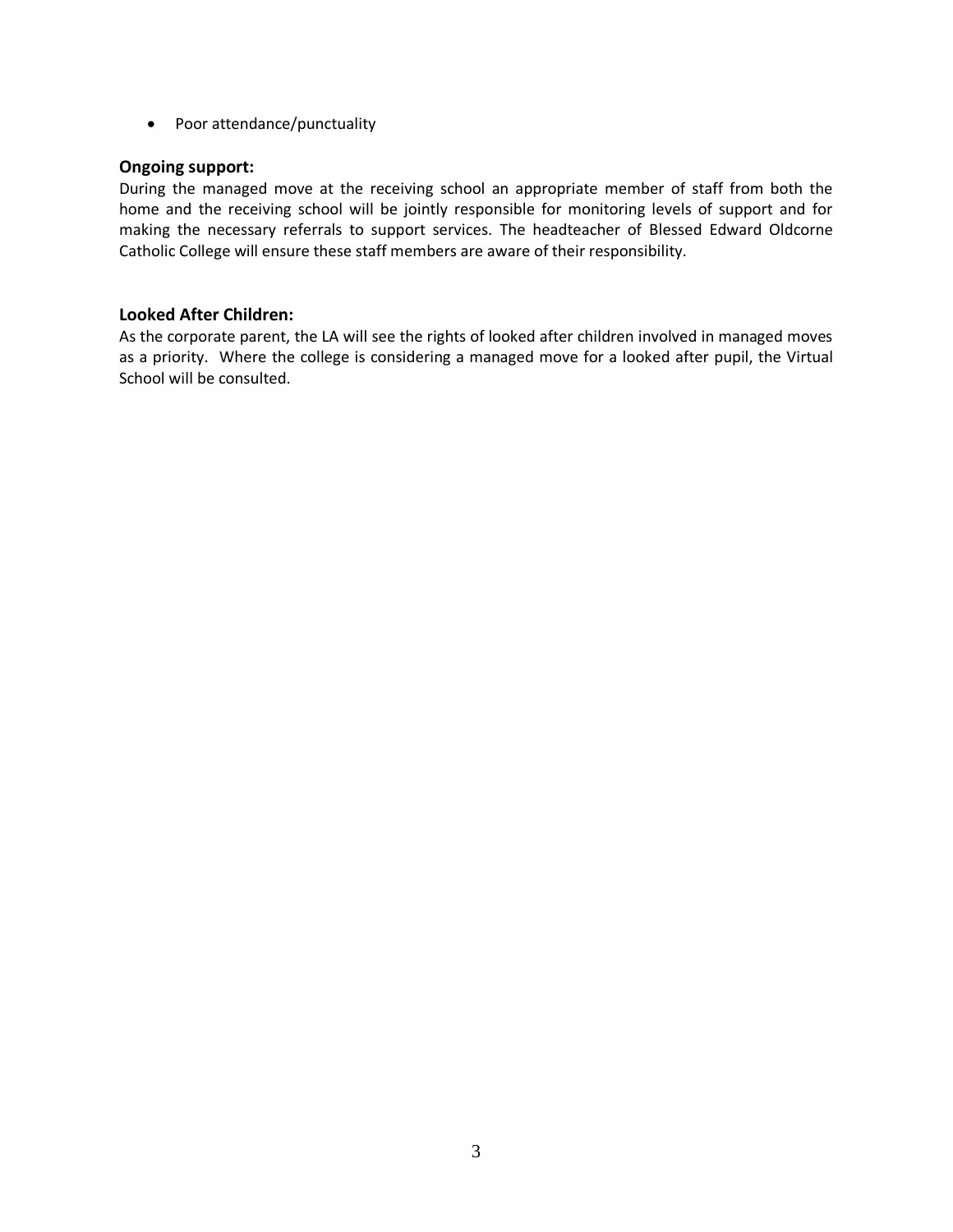- Poor attendance/punctuality

**Ongoing support:**
During the managed move at the receiving school an appropriate member of staff from both the home and the receiving school will be jointly responsible for monitoring levels of support and for making the necessary referrals to support services. The headteacher of Blessed Edward Oldcorne Catholic College will ensure these staff members are aware of their responsibility.

**Looked After Children:**
As the corporate parent, the LA will see the rights of looked after children involved in managed moves as a priority. Where the college is considering a managed move for a looked after pupil, the Virtual School will be consulted.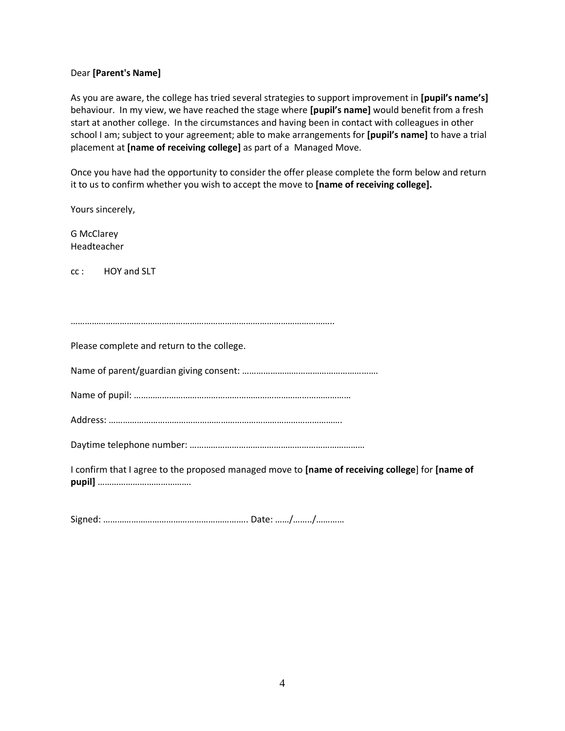Dear **[Parent's Name]**

As you are aware, the college has tried several strategies to support improvement in **[pupil's name's]** behaviour. In my view, we have reached the stage where **[pupil's name]** would benefit from a fresh start at another college. In the circumstances and having been in contact with colleagues in other school I am; subject to your agreement; able to make arrangements for **[pupil's name]** to have a trial placement at **[name of receiving college]** as part of a Managed Move.

Once you have had the opportunity to consider the offer please complete the form below and return it to us to confirm whether you wish to accept the move to **[name of receiving college].**

Yours sincerely,

G McClarey
Headteacher

cc : HOY and SLT

…………………………………………………………………………………………………..

Please complete and return to the college.

Name of parent/guardian giving consent: …………………………………………………

Name of pupil: ………………………………………………………………………………

Address: ……………………………………………………………………………………….

Daytime telephone number: …………………………………………………………………

I confirm that I agree to the proposed managed move to **[name of receiving college]** for **[name of pupil]** ………………………………….

Signed: ……………………………………………………. Date: ……/……../…………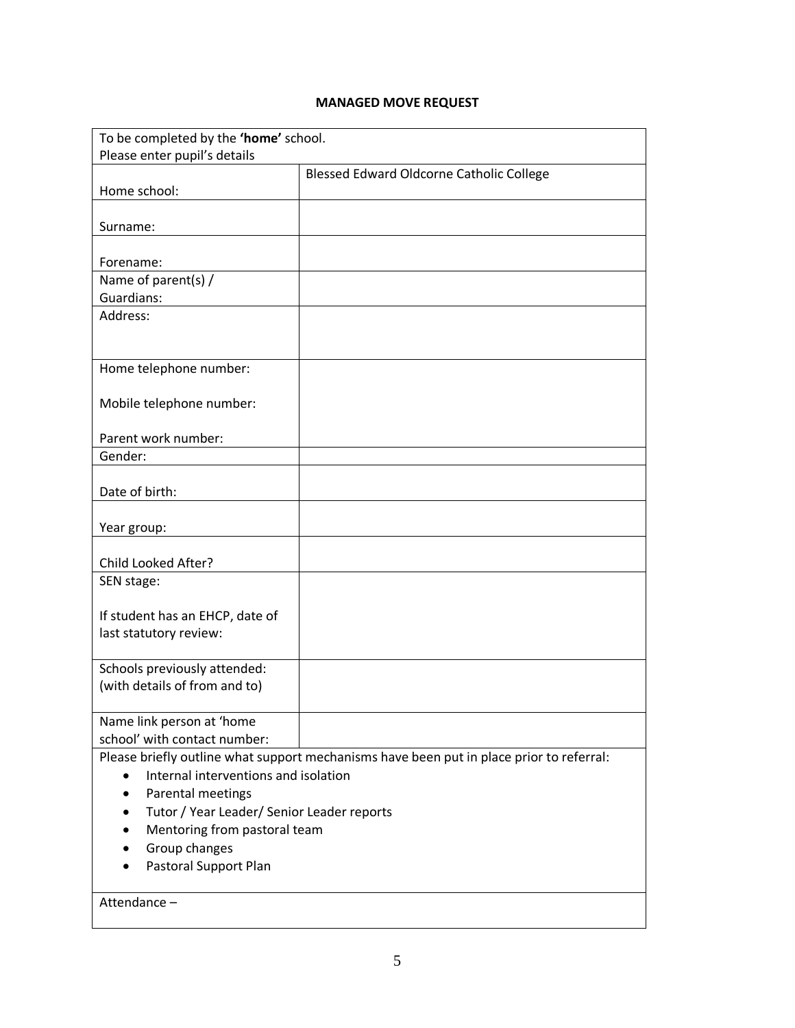**MANAGED MOVE REQUEST**

| To be completed by the **'home'** school.<br>Please enter pupil's details | |
|---|---|
| Home school: | Blessed Edward Oldcorne Catholic College |
| Surname: | |
| Forename: | |
| Name of parent(s) / Guardians: | |
| Address: | |
| Home telephone number:<br><br>Mobile telephone number:<br><br>Parent work number: | |
| Gender: | |
| Date of birth: | |
| Year group: | |
| Child Looked After? | |
| SEN stage:<br><br>If student has an EHCP, date of last statutory review: | |
| Schools previously attended: (with details of from and to) | |
| Name link person at 'home school' with contact number: | |
| Please briefly outline what support mechanisms have been put in place prior to referral:<br>• Internal interventions and isolation<br>• Parental meetings<br>• Tutor / Year Leader/ Senior Leader reports<br>• Mentoring from pastoral team<br>• Group changes<br>• Pastoral Support Plan | |
| Attendance – | |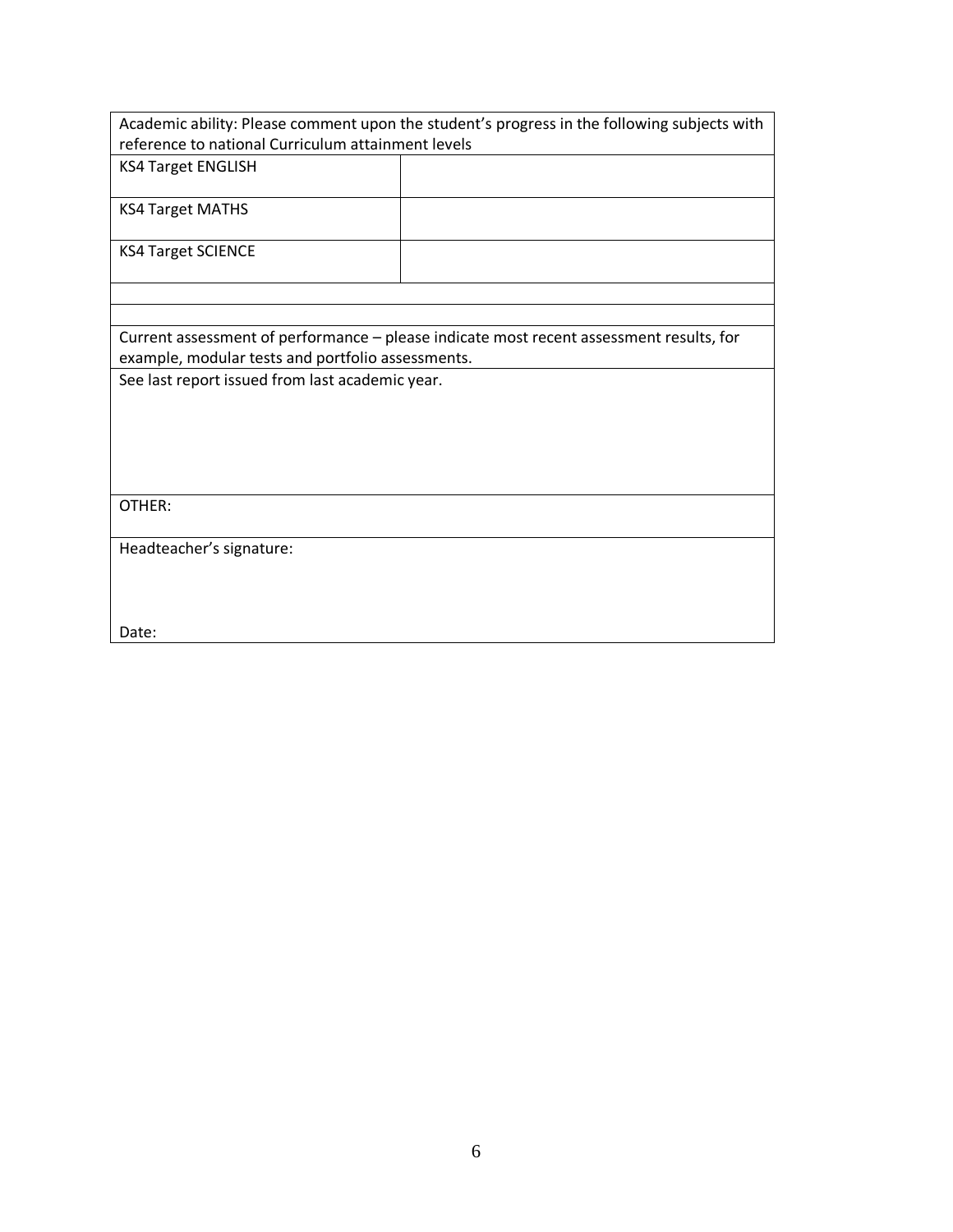| Academic ability: Please comment upon the student's progress in the following subjects with reference to national Curriculum attainment levels | |
|---|---|
| KS4 Target ENGLISH | |
| KS4 Target MATHS | |
| KS4 Target SCIENCE | |
| | |
| | |
| Current assessment of performance – please indicate most recent assessment results, for example, modular tests and portfolio assessments. | |
| See last report issued from last academic year. | |
| OTHER: | |
| Headteacher's signature:<br><br>Date: | |